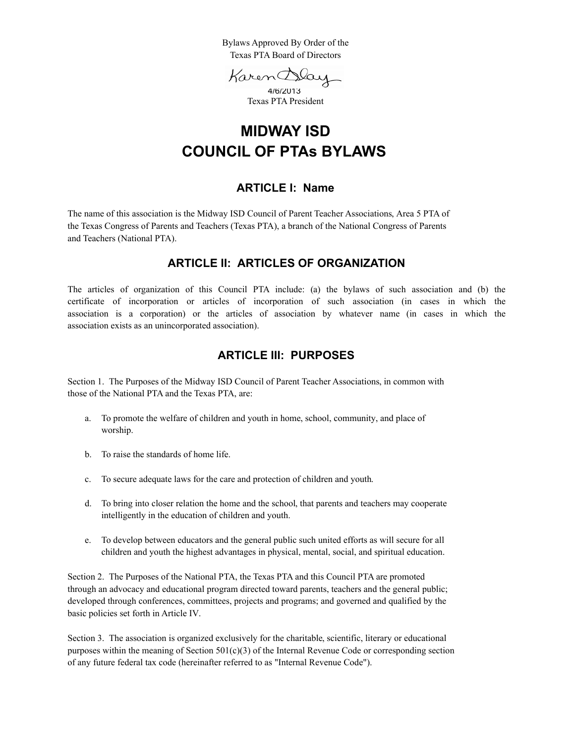Bylaws Approved By Order of the
Texas PTA Board of Directors

Karen Blay
4/6/2013
Texas PTA President

# MIDWAY ISD
# COUNCIL OF PTAs BYLAWS

## ARTICLE I: Name

The name of this association is the Midway ISD Council of Parent Teacher Associations, Area 5 PTA of the Texas Congress of Parents and Teachers (Texas PTA), a branch of the National Congress of Parents and Teachers (National PTA).

## ARTICLE II: ARTICLES OF ORGANIZATION

The articles of organization of this Council PTA include: (a) the bylaws of such association and (b) the certificate of incorporation or articles of incorporation of such association (in cases in which the association is a corporation) or the articles of association by whatever name (in cases in which the association exists as an unincorporated association).

## ARTICLE III: PURPOSES

Section 1. The Purposes of the Midway ISD Council of Parent Teacher Associations, in common with those of the National PTA and the Texas PTA, are:

a. To promote the welfare of children and youth in home, school, community, and place of worship.

b. To raise the standards of home life.

c. To secure adequate laws for the care and protection of children and youth.

d. To bring into closer relation the home and the school, that parents and teachers may cooperate intelligently in the education of children and youth.

e. To develop between educators and the general public such united efforts as will secure for all children and youth the highest advantages in physical, mental, social, and spiritual education.

Section 2. The Purposes of the National PTA, the Texas PTA and this Council PTA are promoted through an advocacy and educational program directed toward parents, teachers and the general public; developed through conferences, committees, projects and programs; and governed and qualified by the basic policies set forth in Article IV.

Section 3. The association is organized exclusively for the charitable, scientific, literary or educational purposes within the meaning of Section 501(c)(3) of the Internal Revenue Code or corresponding section of any future federal tax code (hereinafter referred to as "Internal Revenue Code").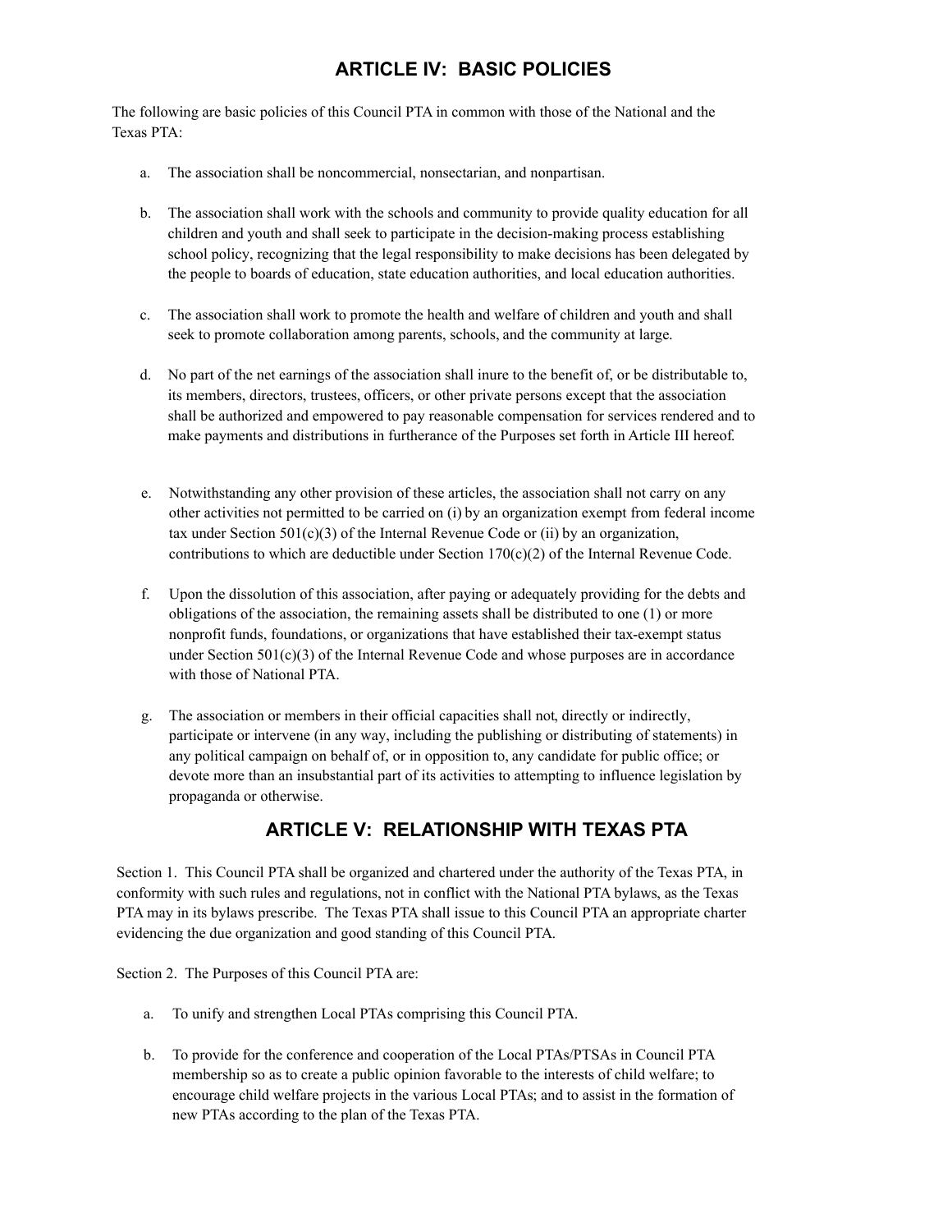## ARTICLE IV: BASIC POLICIES

The following are basic policies of this Council PTA in common with those of the National and the Texas PTA:

a. The association shall be noncommercial, nonsectarian, and nonpartisan.

b. The association shall work with the schools and community to provide quality education for all children and youth and shall seek to participate in the decision-making process establishing school policy, recognizing that the legal responsibility to make decisions has been delegated by the people to boards of education, state education authorities, and local education authorities.

c. The association shall work to promote the health and welfare of children and youth and shall seek to promote collaboration among parents, schools, and the community at large.

d. No part of the net earnings of the association shall inure to the benefit of, or be distributable to, its members, directors, trustees, officers, or other private persons except that the association shall be authorized and empowered to pay reasonable compensation for services rendered and to make payments and distributions in furtherance of the Purposes set forth in Article III hereof.

e. Notwithstanding any other provision of these articles, the association shall not carry on any other activities not permitted to be carried on (i) by an organization exempt from federal income tax under Section 501(c)(3) of the Internal Revenue Code or (ii) by an organization, contributions to which are deductible under Section 170(c)(2) of the Internal Revenue Code.

f. Upon the dissolution of this association, after paying or adequately providing for the debts and obligations of the association, the remaining assets shall be distributed to one (1) or more nonprofit funds, foundations, or organizations that have established their tax-exempt status under Section 501(c)(3) of the Internal Revenue Code and whose purposes are in accordance with those of National PTA.

g. The association or members in their official capacities shall not, directly or indirectly, participate or intervene (in any way, including the publishing or distributing of statements) in any political campaign on behalf of, or in opposition to, any candidate for public office; or devote more than an insubstantial part of its activities to attempting to influence legislation by propaganda or otherwise.

## ARTICLE V: RELATIONSHIP WITH TEXAS PTA

Section 1. This Council PTA shall be organized and chartered under the authority of the Texas PTA, in conformity with such rules and regulations, not in conflict with the National PTA bylaws, as the Texas PTA may in its bylaws prescribe. The Texas PTA shall issue to this Council PTA an appropriate charter evidencing the due organization and good standing of this Council PTA.

Section 2. The Purposes of this Council PTA are:

a. To unify and strengthen Local PTAs comprising this Council PTA.

b. To provide for the conference and cooperation of the Local PTAs/PTSAs in Council PTA membership so as to create a public opinion favorable to the interests of child welfare; to encourage child welfare projects in the various Local PTAs; and to assist in the formation of new PTAs according to the plan of the Texas PTA.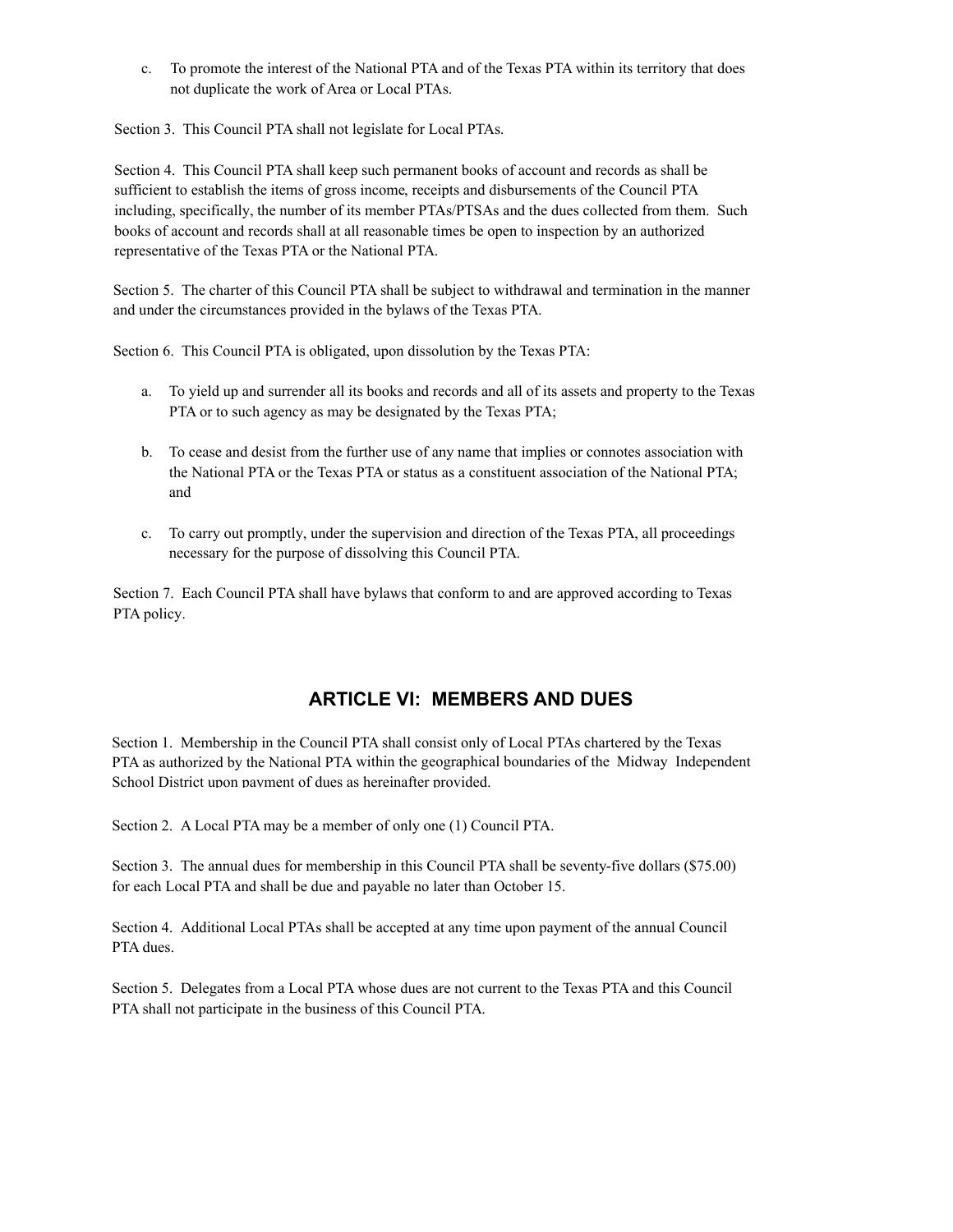c. To promote the interest of the National PTA and of the Texas PTA within its territory that does not duplicate the work of Area or Local PTAs.

Section 3. This Council PTA shall not legislate for Local PTAs.

Section 4. This Council PTA shall keep such permanent books of account and records as shall be sufficient to establish the items of gross income, receipts and disbursements of the Council PTA including, specifically, the number of its member PTAs/PTSAs and the dues collected from them. Such books of account and records shall at all reasonable times be open to inspection by an authorized representative of the Texas PTA or the National PTA.

Section 5. The charter of this Council PTA shall be subject to withdrawal and termination in the manner and under the circumstances provided in the bylaws of the Texas PTA.

Section 6. This Council PTA is obligated, upon dissolution by the Texas PTA:

a. To yield up and surrender all its books and records and all of its assets and property to the Texas PTA or to such agency as may be designated by the Texas PTA;

b. To cease and desist from the further use of any name that implies or connotes association with the National PTA or the Texas PTA or status as a constituent association of the National PTA; and

c. To carry out promptly, under the supervision and direction of the Texas PTA, all proceedings necessary for the purpose of dissolving this Council PTA.

Section 7. Each Council PTA shall have bylaws that conform to and are approved according to Texas PTA policy.

## ARTICLE VI: MEMBERS AND DUES

Section 1. Membership in the Council PTA shall consist only of Local PTAs chartered by the Texas PTA as authorized by the National PTA within the geographical boundaries of the Midway Independent School District upon payment of dues as hereinafter provided.

Section 2. A Local PTA may be a member of only one (1) Council PTA.

Section 3. The annual dues for membership in this Council PTA shall be seventy-five dollars ($75.00) for each Local PTA and shall be due and payable no later than October 15.

Section 4. Additional Local PTAs shall be accepted at any time upon payment of the annual Council PTA dues.

Section 5. Delegates from a Local PTA whose dues are not current to the Texas PTA and this Council PTA shall not participate in the business of this Council PTA.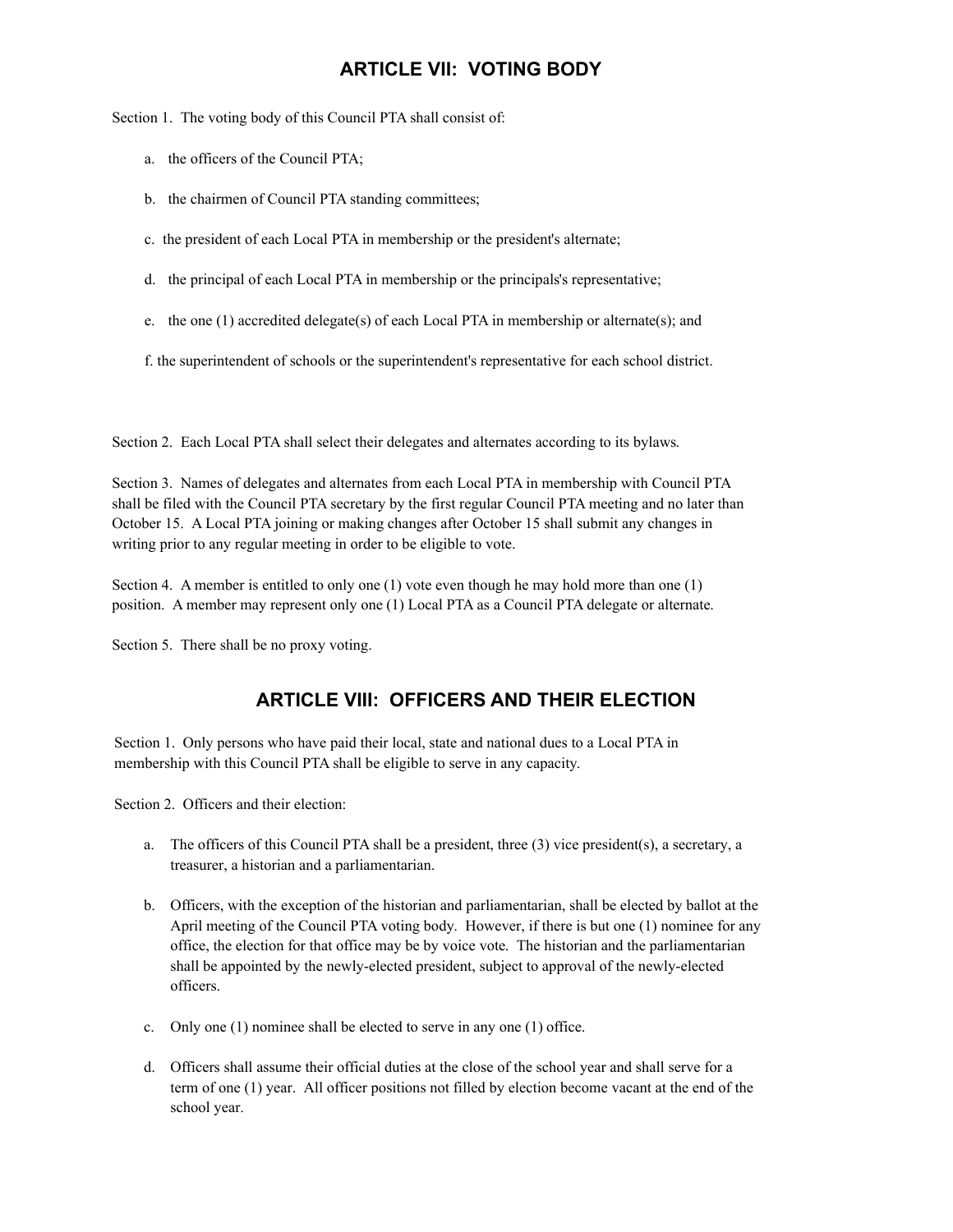## ARTICLE VII: VOTING BODY

Section 1. The voting body of this Council PTA shall consist of:

a. the officers of the Council PTA;

b. the chairmen of Council PTA standing committees;

c. the president of each Local PTA in membership or the president's alternate;

d. the principal of each Local PTA in membership or the principals's representative;

e. the one (1) accredited delegate(s) of each Local PTA in membership or alternate(s); and

f. the superintendent of schools or the superintendent's representative for each school district.

Section 2. Each Local PTA shall select their delegates and alternates according to its bylaws.

Section 3. Names of delegates and alternates from each Local PTA in membership with Council PTA shall be filed with the Council PTA secretary by the first regular Council PTA meeting and no later than October 15. A Local PTA joining or making changes after October 15 shall submit any changes in writing prior to any regular meeting in order to be eligible to vote.

Section 4. A member is entitled to only one (1) vote even though he may hold more than one (1) position. A member may represent only one (1) Local PTA as a Council PTA delegate or alternate.

Section 5. There shall be no proxy voting.

## ARTICLE VIII: OFFICERS AND THEIR ELECTION

Section 1. Only persons who have paid their local, state and national dues to a Local PTA in membership with this Council PTA shall be eligible to serve in any capacity.

Section 2. Officers and their election:

a. The officers of this Council PTA shall be a president, three (3) vice president(s), a secretary, a treasurer, a historian and a parliamentarian.

b. Officers, with the exception of the historian and parliamentarian, shall be elected by ballot at the April meeting of the Council PTA voting body. However, if there is but one (1) nominee for any office, the election for that office may be by voice vote. The historian and the parliamentarian shall be appointed by the newly-elected president, subject to approval of the newly-elected officers.

c. Only one (1) nominee shall be elected to serve in any one (1) office.

d. Officers shall assume their official duties at the close of the school year and shall serve for a term of one (1) year. All officer positions not filled by election become vacant at the end of the school year.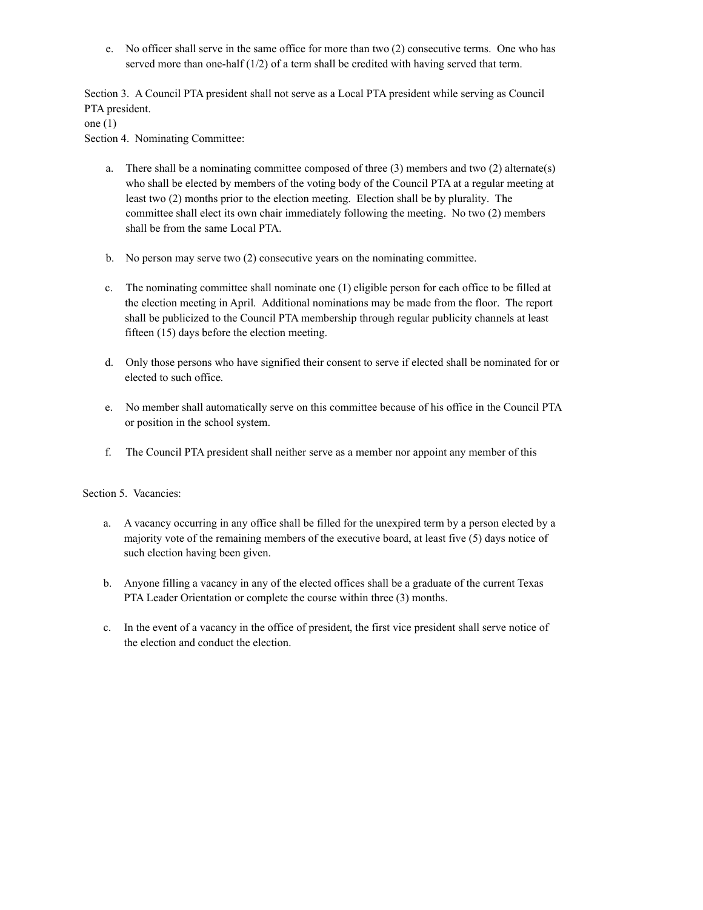e. No officer shall serve in the same office for more than two (2) consecutive terms. One who has served more than one-half (1/2) of a term shall be credited with having served that term.

Section 3. A Council PTA president shall not serve as a Local PTA president while serving as Council PTA president.

one (1)

Section 4. Nominating Committee:

a. There shall be a nominating committee composed of three (3) members and two (2) alternate(s) who shall be elected by members of the voting body of the Council PTA at a regular meeting at least two (2) months prior to the election meeting. Election shall be by plurality. The committee shall elect its own chair immediately following the meeting. No two (2) members shall be from the same Local PTA.

b. No person may serve two (2) consecutive years on the nominating committee.

c. The nominating committee shall nominate one (1) eligible person for each office to be filled at the election meeting in April. Additional nominations may be made from the floor. The report shall be publicized to the Council PTA membership through regular publicity channels at least fifteen (15) days before the election meeting.

d. Only those persons who have signified their consent to serve if elected shall be nominated for or elected to such office.

e. No member shall automatically serve on this committee because of his office in the Council PTA or position in the school system.

f. The Council PTA president shall neither serve as a member nor appoint any member of this

Section 5. Vacancies:

a. A vacancy occurring in any office shall be filled for the unexpired term by a person elected by a majority vote of the remaining members of the executive board, at least five (5) days notice of such election having been given.

b. Anyone filling a vacancy in any of the elected offices shall be a graduate of the current Texas PTA Leader Orientation or complete the course within three (3) months.

c. In the event of a vacancy in the office of president, the first vice president shall serve notice of the election and conduct the election.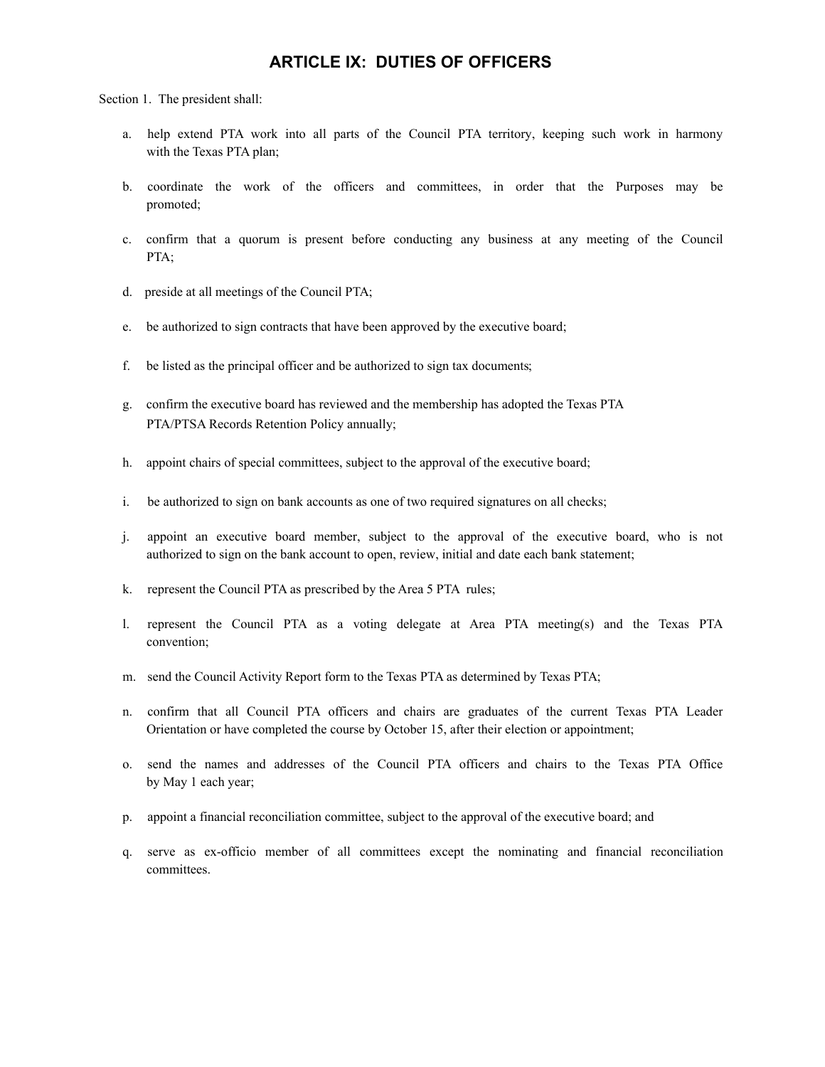# ARTICLE IX: DUTIES OF OFFICERS

Section 1. The president shall:

a. help extend PTA work into all parts of the Council PTA territory, keeping such work in harmony with the Texas PTA plan;

b. coordinate the work of the officers and committees, in order that the Purposes may be promoted;

c. confirm that a quorum is present before conducting any business at any meeting of the Council PTA;

d. preside at all meetings of the Council PTA;

e. be authorized to sign contracts that have been approved by the executive board;

f. be listed as the principal officer and be authorized to sign tax documents;

g. confirm the executive board has reviewed and the membership has adopted the Texas PTA PTA/PTSA Records Retention Policy annually;

h. appoint chairs of special committees, subject to the approval of the executive board;

i. be authorized to sign on bank accounts as one of two required signatures on all checks;

j. appoint an executive board member, subject to the approval of the executive board, who is not authorized to sign on the bank account to open, review, initial and date each bank statement;

k. represent the Council PTA as prescribed by the Area 5 PTA rules;

l. represent the Council PTA as a voting delegate at Area PTA meeting(s) and the Texas PTA convention;

m. send the Council Activity Report form to the Texas PTA as determined by Texas PTA;

n. confirm that all Council PTA officers and chairs are graduates of the current Texas PTA Leader Orientation or have completed the course by October 15, after their election or appointment;

o. send the names and addresses of the Council PTA officers and chairs to the Texas PTA Office by May 1 each year;

p. appoint a financial reconciliation committee, subject to the approval of the executive board; and

q. serve as ex-officio member of all committees except the nominating and financial reconciliation committees.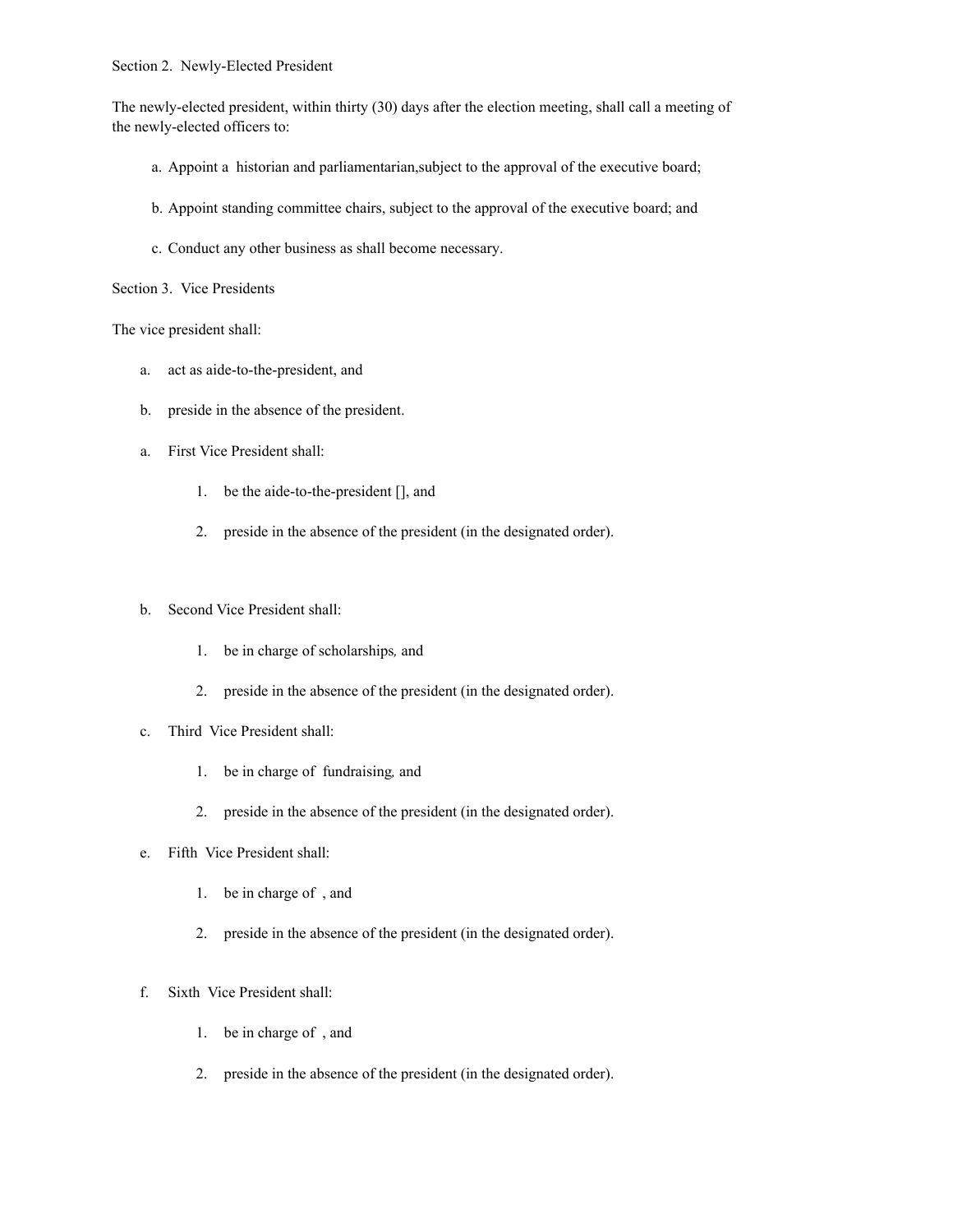Section 2. Newly-Elected President

The newly-elected president, within thirty (30) days after the election meeting, shall call a meeting of the newly-elected officers to:

a. Appoint a historian and parliamentarian,subject to the approval of the executive board;

b. Appoint standing committee chairs, subject to the approval of the executive board; and

c. Conduct any other business as shall become necessary.

Section 3. Vice Presidents

The vice president shall:

a. act as aide-to-the-president, and

b. preside in the absence of the president.

a. First Vice President shall:

   1. be the aide-to-the-president [], and

   2. preside in the absence of the president (in the designated order).

b. Second Vice President shall:

   1. be in charge of scholarships, and

   2. preside in the absence of the president (in the designated order).

c. Third Vice President shall:

   1. be in charge of fundraising, and

   2. preside in the absence of the president (in the designated order).

e. Fifth Vice President shall:

   1. be in charge of , and

   2. preside in the absence of the president (in the designated order).

f. Sixth Vice President shall:

   1. be in charge of , and

   2. preside in the absence of the president (in the designated order).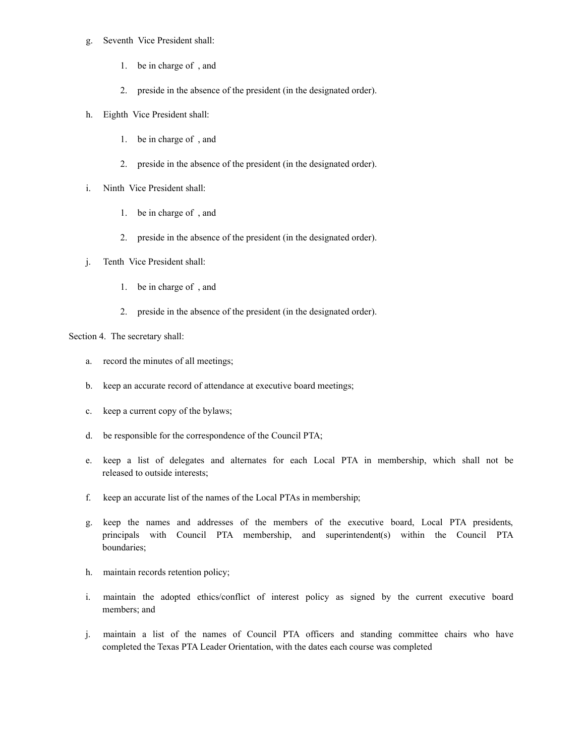g. Seventh Vice President shall:

   1. be in charge of , and

   2. preside in the absence of the president (in the designated order).

h. Eighth Vice President shall:

   1. be in charge of , and

   2. preside in the absence of the president (in the designated order).

i. Ninth Vice President shall:

   1. be in charge of , and

   2. preside in the absence of the president (in the designated order).

j. Tenth Vice President shall:

   1. be in charge of , and

   2. preside in the absence of the president (in the designated order).

Section 4. The secretary shall:

a. record the minutes of all meetings;

b. keep an accurate record of attendance at executive board meetings;

c. keep a current copy of the bylaws;

d. be responsible for the correspondence of the Council PTA;

e. keep a list of delegates and alternates for each Local PTA in membership, which shall not be released to outside interests;

f. keep an accurate list of the names of the Local PTAs in membership;

g. keep the names and addresses of the members of the executive board, Local PTA presidents, principals with Council PTA membership, and superintendent(s) within the Council PTA boundaries;

h. maintain records retention policy;

i. maintain the adopted ethics/conflict of interest policy as signed by the current executive board members; and

j. maintain a list of the names of Council PTA officers and standing committee chairs who have completed the Texas PTA Leader Orientation, with the dates each course was completed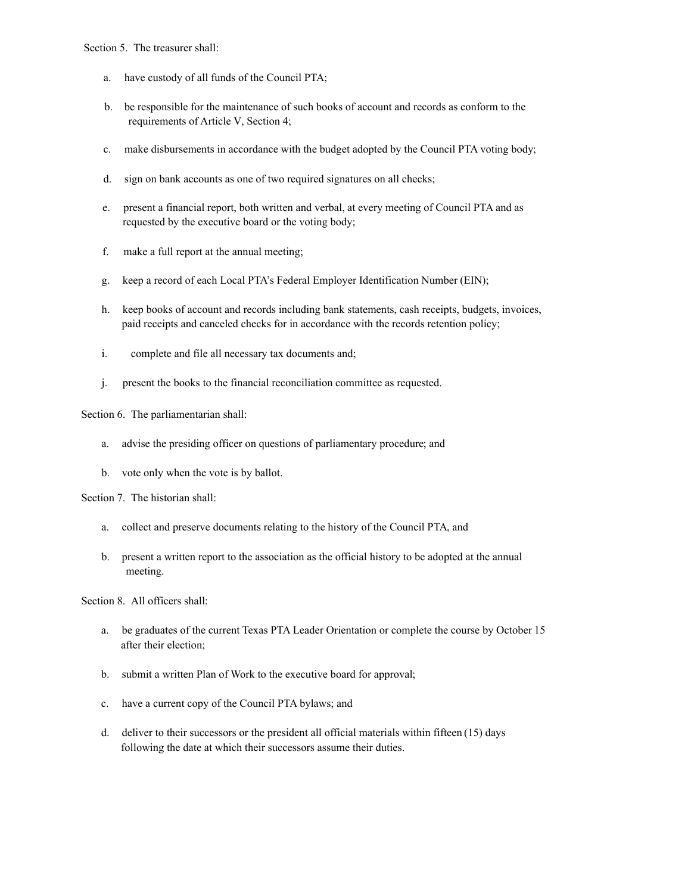Section 5. The treasurer shall:

a. have custody of all funds of the Council PTA;

b. be responsible for the maintenance of such books of account and records as conform to the requirements of Article V, Section 4;

c. make disbursements in accordance with the budget adopted by the Council PTA voting body;

d. sign on bank accounts as one of two required signatures on all checks;

e. present a financial report, both written and verbal, at every meeting of Council PTA and as requested by the executive board or the voting body;

f. make a full report at the annual meeting;

g. keep a record of each Local PTA's Federal Employer Identification Number (EIN);

h. keep books of account and records including bank statements, cash receipts, budgets, invoices, paid receipts and canceled checks for in accordance with the records retention policy;

i. complete and file all necessary tax documents and;

j. present the books to the financial reconciliation committee as requested.

Section 6. The parliamentarian shall:

a. advise the presiding officer on questions of parliamentary procedure; and

b. vote only when the vote is by ballot.

Section 7. The historian shall:

a. collect and preserve documents relating to the history of the Council PTA, and

b. present a written report to the association as the official history to be adopted at the annual meeting.

Section 8. All officers shall:

a. be graduates of the current Texas PTA Leader Orientation or complete the course by October 15 after their election;

b. submit a written Plan of Work to the executive board for approval;

c. have a current copy of the Council PTA bylaws; and

d. deliver to their successors or the president all official materials within fifteen (15) days following the date at which their successors assume their duties.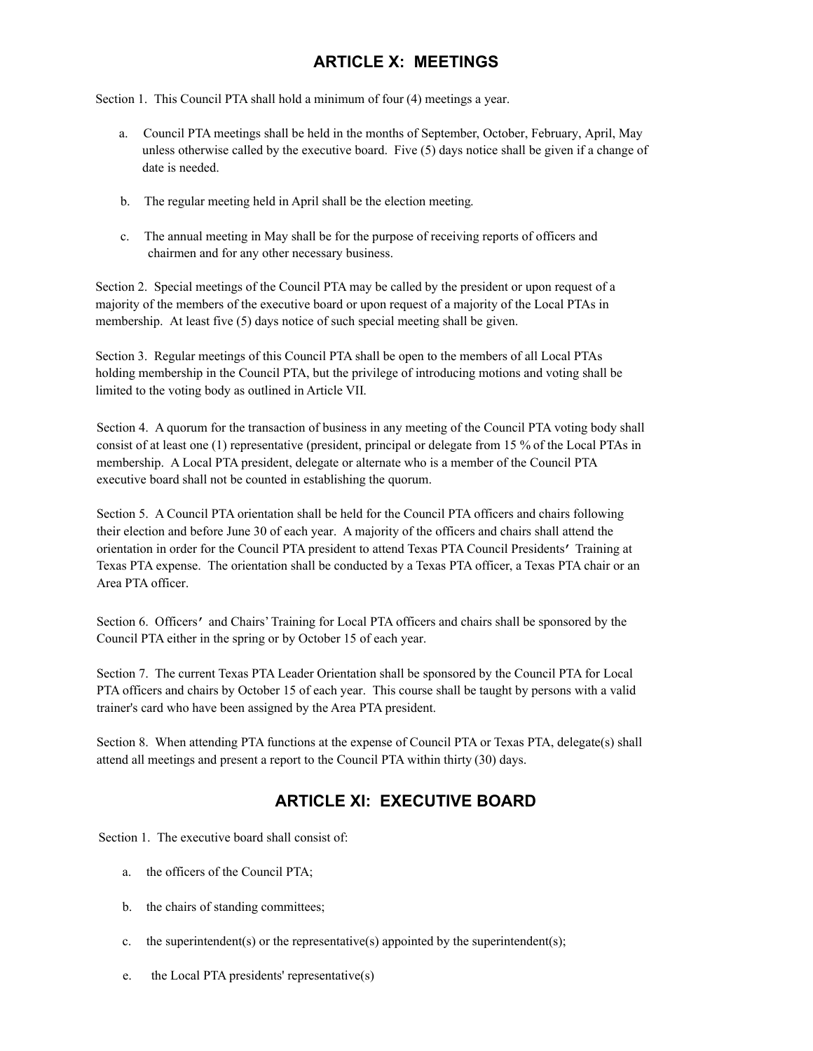## ARTICLE X: MEETINGS

Section 1. This Council PTA shall hold a minimum of four (4) meetings a year.

a. Council PTA meetings shall be held in the months of September, October, February, April, May unless otherwise called by the executive board. Five (5) days notice shall be given if a change of date is needed.

b. The regular meeting held in April shall be the election meeting.

c. The annual meeting in May shall be for the purpose of receiving reports of officers and chairmen and for any other necessary business.

Section 2. Special meetings of the Council PTA may be called by the president or upon request of a majority of the members of the executive board or upon request of a majority of the Local PTAs in membership. At least five (5) days notice of such special meeting shall be given.

Section 3. Regular meetings of this Council PTA shall be open to the members of all Local PTAs holding membership in the Council PTA, but the privilege of introducing motions and voting shall be limited to the voting body as outlined in Article VII.

Section 4. A quorum for the transaction of business in any meeting of the Council PTA voting body shall consist of at least one (1) representative (president, principal or delegate from 15 % of the Local PTAs in membership. A Local PTA president, delegate or alternate who is a member of the Council PTA executive board shall not be counted in establishing the quorum.

Section 5. A Council PTA orientation shall be held for the Council PTA officers and chairs following their election and before June 30 of each year. A majority of the officers and chairs shall attend the orientation in order for the Council PTA president to attend Texas PTA Council Presidents' Training at Texas PTA expense. The orientation shall be conducted by a Texas PTA officer, a Texas PTA chair or an Area PTA officer.

Section 6. Officers' and Chairs' Training for Local PTA officers and chairs shall be sponsored by the Council PTA either in the spring or by October 15 of each year.

Section 7. The current Texas PTA Leader Orientation shall be sponsored by the Council PTA for Local PTA officers and chairs by October 15 of each year. This course shall be taught by persons with a valid trainer's card who have been assigned by the Area PTA president.

Section 8. When attending PTA functions at the expense of Council PTA or Texas PTA, delegate(s) shall attend all meetings and present a report to the Council PTA within thirty (30) days.

## ARTICLE XI: EXECUTIVE BOARD

Section 1. The executive board shall consist of:

a. the officers of the Council PTA;

b. the chairs of standing committees;

c. the superintendent(s) or the representative(s) appointed by the superintendent(s);

e. the Local PTA presidents' representative(s)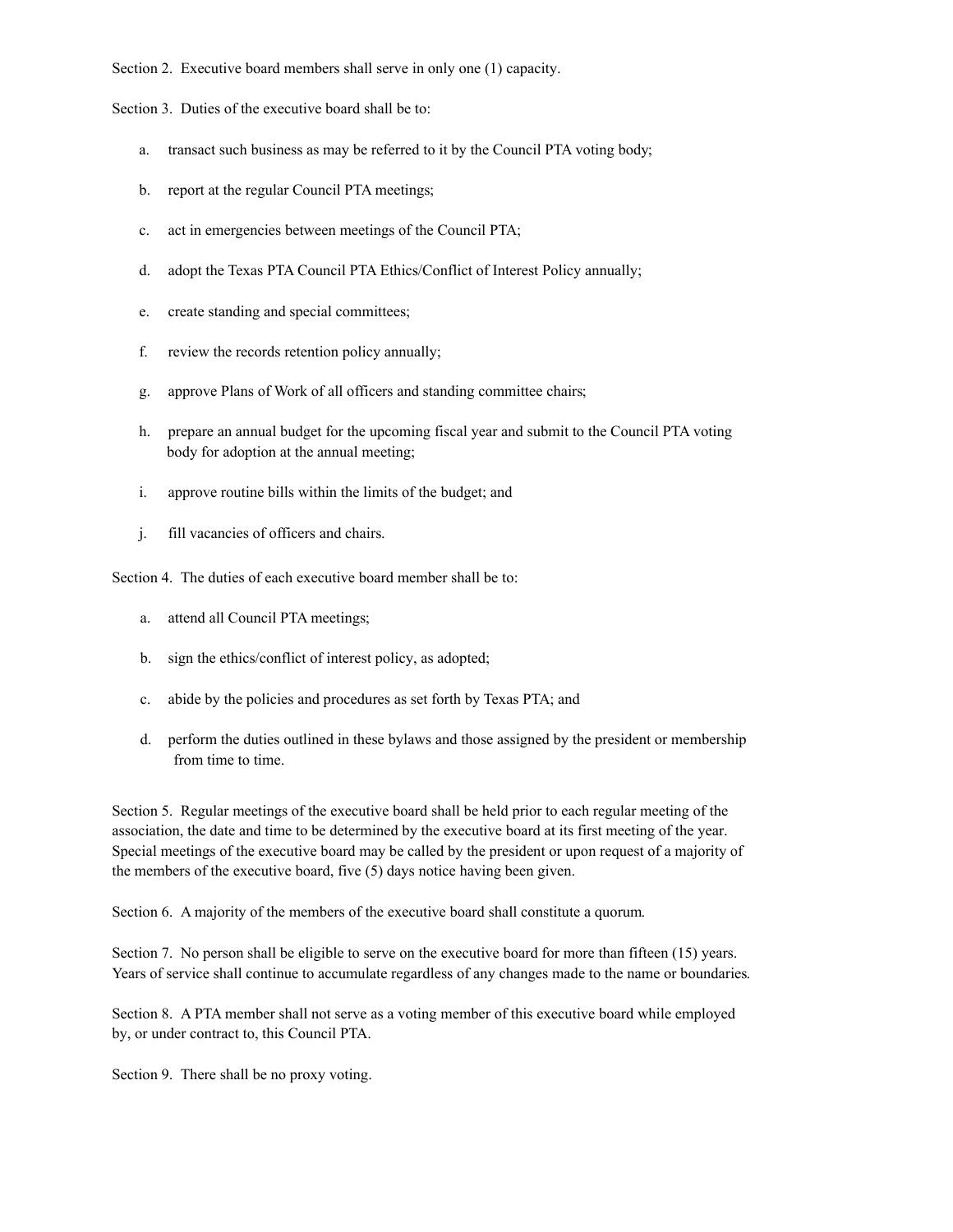Section 2. Executive board members shall serve in only one (1) capacity.

Section 3. Duties of the executive board shall be to:

a. transact such business as may be referred to it by the Council PTA voting body;

b. report at the regular Council PTA meetings;

c. act in emergencies between meetings of the Council PTA;

d. adopt the Texas PTA Council PTA Ethics/Conflict of Interest Policy annually;

e. create standing and special committees;

f. review the records retention policy annually;

g. approve Plans of Work of all officers and standing committee chairs;

h. prepare an annual budget for the upcoming fiscal year and submit to the Council PTA voting body for adoption at the annual meeting;

i. approve routine bills within the limits of the budget; and

j. fill vacancies of officers and chairs.

Section 4. The duties of each executive board member shall be to:

a. attend all Council PTA meetings;

b. sign the ethics/conflict of interest policy, as adopted;

c. abide by the policies and procedures as set forth by Texas PTA; and

d. perform the duties outlined in these bylaws and those assigned by the president or membership from time to time.

Section 5. Regular meetings of the executive board shall be held prior to each regular meeting of the association, the date and time to be determined by the executive board at its first meeting of the year. Special meetings of the executive board may be called by the president or upon request of a majority of the members of the executive board, five (5) days notice having been given.

Section 6. A majority of the members of the executive board shall constitute a quorum.

Section 7. No person shall be eligible to serve on the executive board for more than fifteen (15) years. Years of service shall continue to accumulate regardless of any changes made to the name or boundaries.

Section 8. A PTA member shall not serve as a voting member of this executive board while employed by, or under contract to, this Council PTA.

Section 9. There shall be no proxy voting.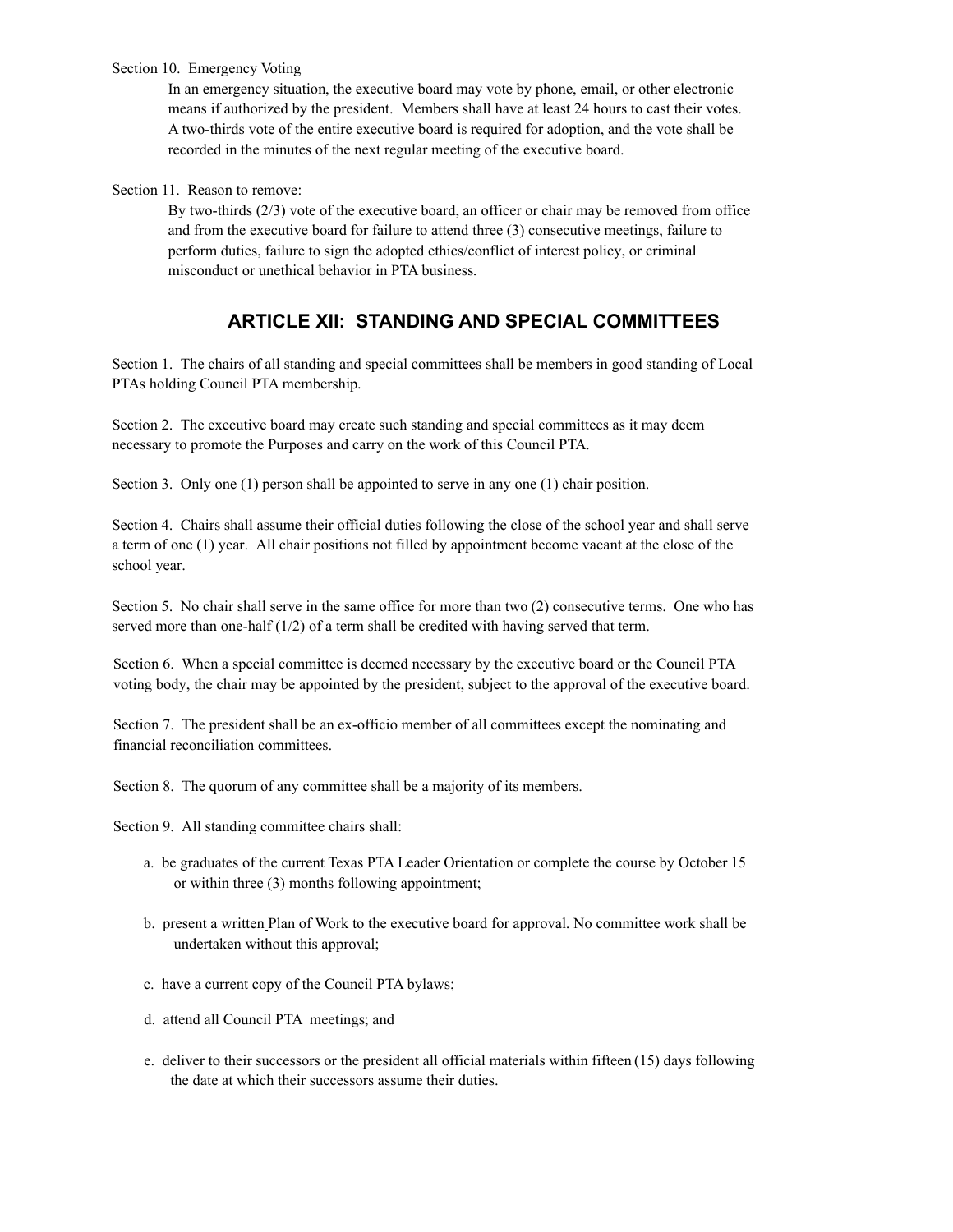Section 10. Emergency Voting

In an emergency situation, the executive board may vote by phone, email, or other electronic means if authorized by the president. Members shall have at least 24 hours to cast their votes. A two-thirds vote of the entire executive board is required for adoption, and the vote shall be recorded in the minutes of the next regular meeting of the executive board.

Section 11. Reason to remove:

By two-thirds (2/3) vote of the executive board, an officer or chair may be removed from office and from the executive board for failure to attend three (3) consecutive meetings, failure to perform duties, failure to sign the adopted ethics/conflict of interest policy, or criminal misconduct or unethical behavior in PTA business.

## ARTICLE XII: STANDING AND SPECIAL COMMITTEES

Section 1. The chairs of all standing and special committees shall be members in good standing of Local PTAs holding Council PTA membership.

Section 2. The executive board may create such standing and special committees as it may deem necessary to promote the Purposes and carry on the work of this Council PTA.

Section 3. Only one (1) person shall be appointed to serve in any one (1) chair position.

Section 4. Chairs shall assume their official duties following the close of the school year and shall serve a term of one (1) year. All chair positions not filled by appointment become vacant at the close of the school year.

Section 5. No chair shall serve in the same office for more than two (2) consecutive terms. One who has served more than one-half (1/2) of a term shall be credited with having served that term.

Section 6. When a special committee is deemed necessary by the executive board or the Council PTA voting body, the chair may be appointed by the president, subject to the approval of the executive board.

Section 7. The president shall be an ex-officio member of all committees except the nominating and financial reconciliation committees.

Section 8. The quorum of any committee shall be a majority of its members.

Section 9. All standing committee chairs shall:

a. be graduates of the current Texas PTA Leader Orientation or complete the course by October 15 or within three (3) months following appointment;

b. present a written Plan of Work to the executive board for approval. No committee work shall be undertaken without this approval;

c. have a current copy of the Council PTA bylaws;

d. attend all Council PTA meetings; and

e. deliver to their successors or the president all official materials within fifteen (15) days following the date at which their successors assume their duties.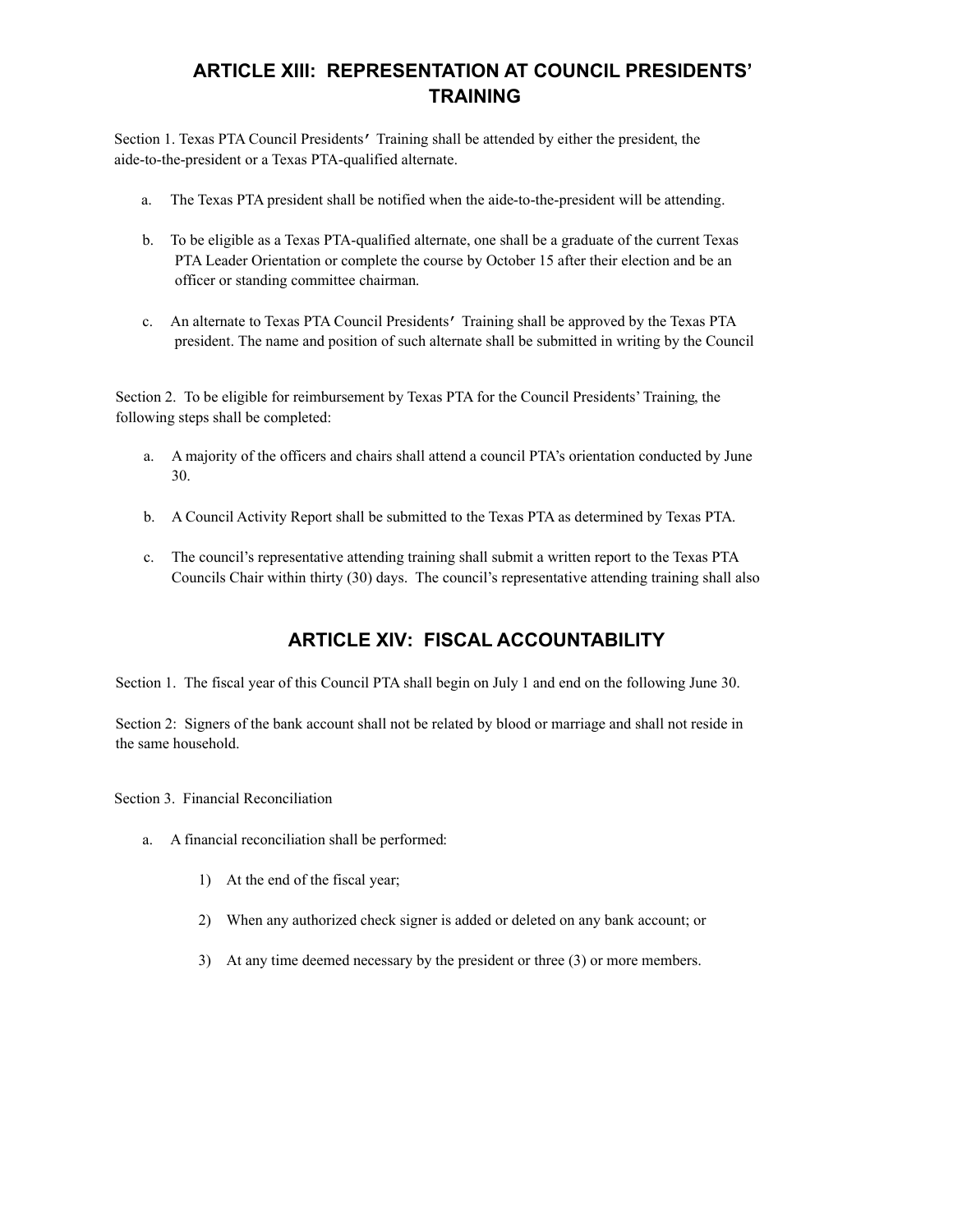## ARTICLE XIII: REPRESENTATION AT COUNCIL PRESIDENTS' TRAINING

Section 1. Texas PTA Council Presidents' Training shall be attended by either the president, the aide-to-the-president or a Texas PTA-qualified alternate.

a. The Texas PTA president shall be notified when the aide-to-the-president will be attending.

b. To be eligible as a Texas PTA-qualified alternate, one shall be a graduate of the current Texas PTA Leader Orientation or complete the course by October 15 after their election and be an officer or standing committee chairman.

c. An alternate to Texas PTA Council Presidents' Training shall be approved by the Texas PTA president. The name and position of such alternate shall be submitted in writing by the Council

Section 2. To be eligible for reimbursement by Texas PTA for the Council Presidents' Training, the following steps shall be completed:

a. A majority of the officers and chairs shall attend a council PTA's orientation conducted by June 30.

b. A Council Activity Report shall be submitted to the Texas PTA as determined by Texas PTA.

c. The council's representative attending training shall submit a written report to the Texas PTA Councils Chair within thirty (30) days. The council's representative attending training shall also

## ARTICLE XIV: FISCAL ACCOUNTABILITY

Section 1. The fiscal year of this Council PTA shall begin on July 1 and end on the following June 30.

Section 2: Signers of the bank account shall not be related by blood or marriage and shall not reside in the same household.

Section 3. Financial Reconciliation

a. A financial reconciliation shall be performed:

1) At the end of the fiscal year;

2) When any authorized check signer is added or deleted on any bank account; or

3) At any time deemed necessary by the president or three (3) or more members.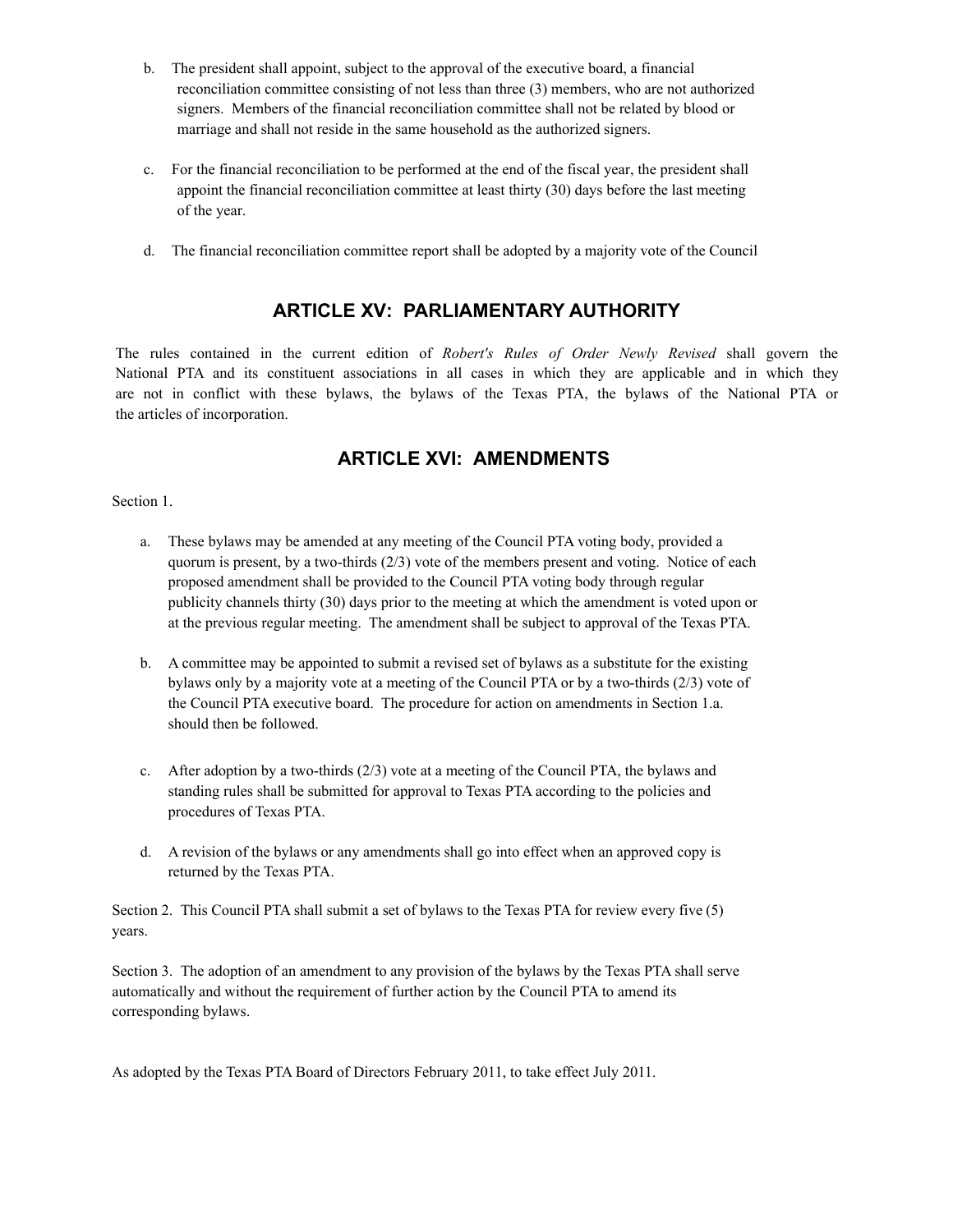b. The president shall appoint, subject to the approval of the executive board, a financial reconciliation committee consisting of not less than three (3) members, who are not authorized signers. Members of the financial reconciliation committee shall not be related by blood or marriage and shall not reside in the same household as the authorized signers.

c. For the financial reconciliation to be performed at the end of the fiscal year, the president shall appoint the financial reconciliation committee at least thirty (30) days before the last meeting of the year.

d. The financial reconciliation committee report shall be adopted by a majority vote of the Council

## ARTICLE XV: PARLIAMENTARY AUTHORITY

The rules contained in the current edition of *Robert's Rules of Order Newly Revised* shall govern the National PTA and its constituent associations in all cases in which they are applicable and in which they are not in conflict with these bylaws, the bylaws of the Texas PTA, the bylaws of the National PTA or the articles of incorporation.

## ARTICLE XVI: AMENDMENTS

Section 1.

a. These bylaws may be amended at any meeting of the Council PTA voting body, provided a quorum is present, by a two-thirds (2/3) vote of the members present and voting. Notice of each proposed amendment shall be provided to the Council PTA voting body through regular publicity channels thirty (30) days prior to the meeting at which the amendment is voted upon or at the previous regular meeting. The amendment shall be subject to approval of the Texas PTA.

b. A committee may be appointed to submit a revised set of bylaws as a substitute for the existing bylaws only by a majority vote at a meeting of the Council PTA or by a two-thirds (2/3) vote of the Council PTA executive board. The procedure for action on amendments in Section 1.a. should then be followed.

c. After adoption by a two-thirds (2/3) vote at a meeting of the Council PTA, the bylaws and standing rules shall be submitted for approval to Texas PTA according to the policies and procedures of Texas PTA.

d. A revision of the bylaws or any amendments shall go into effect when an approved copy is returned by the Texas PTA.

Section 2. This Council PTA shall submit a set of bylaws to the Texas PTA for review every five (5) years.

Section 3. The adoption of an amendment to any provision of the bylaws by the Texas PTA shall serve automatically and without the requirement of further action by the Council PTA to amend its corresponding bylaws.

As adopted by the Texas PTA Board of Directors February 2011, to take effect July 2011.